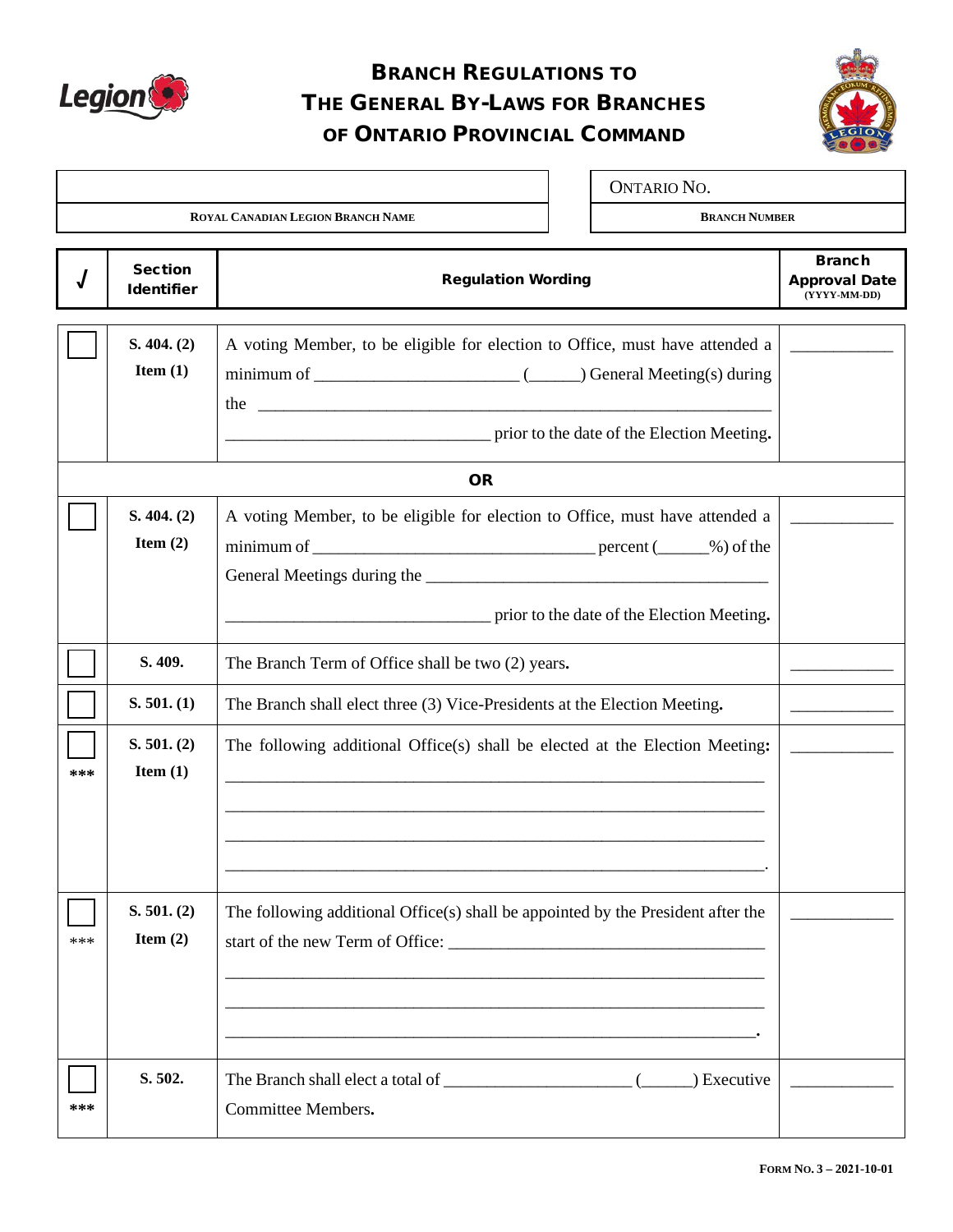# Branch Regulations to The General By-Laws for Branches of Ontario Provincial Command

| | |
|---|---|
| | Ontario No. |
| **Royal Canadian Legion Branch Name** | **Branch Number** |

| √ | Section Identifier | Regulation Wording | Branch Approval Date (YYYY-MM-DD) |
|---|---|---|---|
| ☐ | **S. 404. (2) Item (1)** | A voting Member, to be eligible for election to Office, must have attended a minimum of ______________________ (_____) General Meeting(s) during the ______________________________________________ ______________________________ prior to the date of the Election Meeting. | ___________ |
| | | **OR** | |
| ☐ | **S. 404. (2) Item (2)** | A voting Member, to be eligible for election to Office, must have attended a minimum of ______________________________ percent (_____%) of the General Meetings during the ______________________________________ ______________________________ prior to the date of the Election Meeting. | ___________ |
| ☐ | **S. 409.** | The Branch Term of Office shall be two (2) years. | ___________ |
| ☐ | **S. 501. (1)** | The Branch shall elect three (3) Vice-Presidents at the Election Meeting. | ___________ |
| ☐ *** | **S. 501. (2) Item (1)** | The following additional Office(s) shall be elected at the Election Meeting: ______________________________________________________________ ______________________________________________________________ ______________________________________________________________ ______________________________________________________________. | ___________ |
| ☐ *** | **S. 501. (2) Item (2)** | The following additional Office(s) shall be appointed by the President after the start of the new Term of Office: __________________________________ ______________________________________________________________ ______________________________________________________________ ______________________________________________________________. | ___________ |
| ☐ *** | **S. 502.** | The Branch shall elect a total of _____________________ (_____) Executive Committee Members. | ___________ |

Form No. 3 – 2021-10-01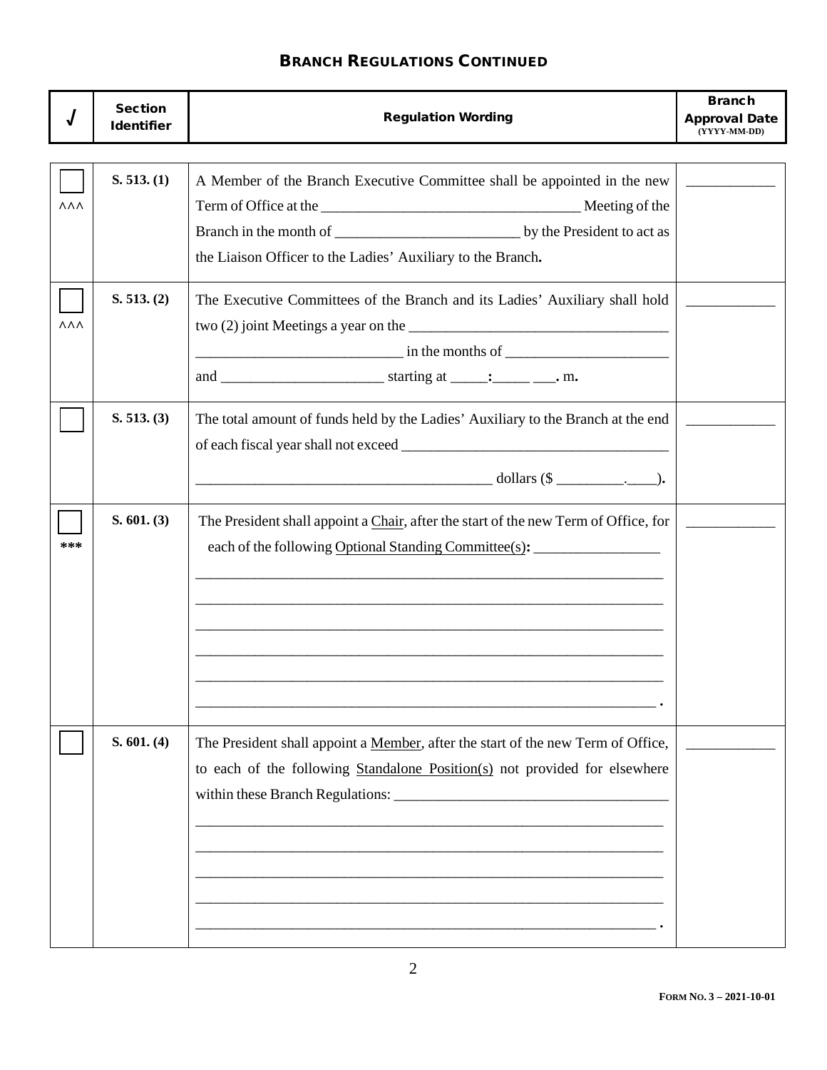## BRANCH REGULATIONS CONTINUED

| √ | Section Identifier | Regulation Wording | Branch Approval Date (YYYY-MM-DD) |
|---|---|---|---|
| ☐ ^^^ | **S. 513. (1)** | A Member of the Branch Executive Committee shall be appointed in the new Term of Office at the ___________________________________ Meeting of the Branch in the month of _________________________ by the President to act as the Liaison Officer to the Ladies' Auxiliary to the Branch**.** | ____________ |
| ☐ ^^^ | **S. 513. (2)** | The Executive Committees of the Branch and its Ladies' Auxiliary shall hold two (2) joint Meetings a year on the ___________________________________ ___________________________ in the months of ______________________ and ______________________ starting at _____**:**_____ ___**.** m**.** | ____________ |
| ☐ | **S. 513. (3)** | The total amount of funds held by the Ladies' Auxiliary to the Branch at the end of each fiscal year shall not exceed ___________________________________ ________________________________________ dollars ($ _________.____)**.** | ____________ |
| ☐ *** | **S. 601. (3)** | The President shall appoint a Chair, after the start of the new Term of Office, for each of the following Optional Standing Committee(s)**:** _________________ _______________________________________________________________ _______________________________________________________________ _______________________________________________________________ _______________________________________________________________ _______________________________________________________________ _______________________________________________________________ **.** | ____________ |
| ☐ | **S. 601. (4)** | The President shall appoint a Member, after the start of the new Term of Office, to each of the following Standalone Position(s) not provided for elsewhere within these Branch Regulations: ____________________________________ _______________________________________________________________ _______________________________________________________________ _______________________________________________________________ _______________________________________________________________ _______________________________________________________________ **.** | ____________ |

**FORM NO. 3 – 2021-10-01**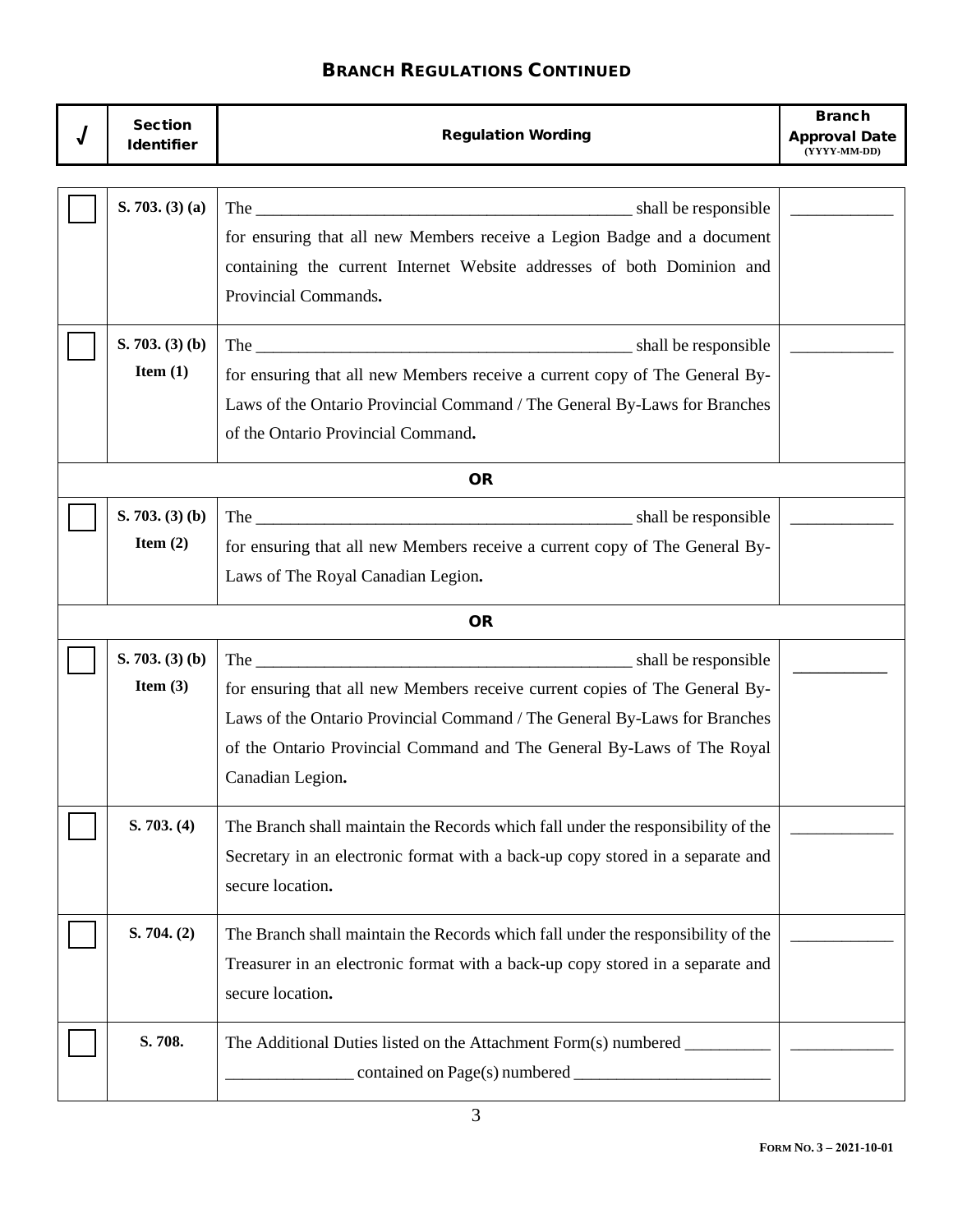## BRANCH REGULATIONS CONTINUED

| √ | Section Identifier | Regulation Wording | Branch Approval Date (YYYY-MM-DD) |
|---|---|---|---|
| ☐ | **S. 703. (3) (a)** | The _______________________________________________ shall be responsible for ensuring that all new Members receive a Legion Badge and a document containing the current Internet Website addresses of both Dominion and Provincial Commands**.** | ____________ |
| ☐ | **S. 703. (3) (b) Item (1)** | The _______________________________________________ shall be responsible for ensuring that all new Members receive a current copy of The General By-Laws of the Ontario Provincial Command / The General By-Laws for Branches of the Ontario Provincial Command**.** | ____________ |
| | | **OR** | |
| ☐ | **S. 703. (3) (b) Item (2)** | The _______________________________________________ shall be responsible for ensuring that all new Members receive a current copy of The General By-Laws of The Royal Canadian Legion**.** | ____________ |
| | | **OR** | |
| ☐ | **S. 703. (3) (b) Item (3)** | The _______________________________________________ shall be responsible for ensuring that all new Members receive current copies of The General By-Laws of the Ontario Provincial Command / The General By-Laws for Branches of the Ontario Provincial Command and The General By-Laws of The Royal Canadian Legion**.** | ____________ |
| ☐ | **S. 703. (4)** | The Branch shall maintain the Records which fall under the responsibility of the Secretary in an electronic format with a back-up copy stored in a separate and secure location**.** | ____________ |
| ☐ | **S. 704. (2)** | The Branch shall maintain the Records which fall under the responsibility of the Treasurer in an electronic format with a back-up copy stored in a separate and secure location**.** | ____________ |
| ☐ | **S. 708.** | The Additional Duties listed on the Attachment Form(s) numbered __________ _______________ contained on Page(s) numbered _______________________ | ____________ |

**FORM NO. 3 – 2021-10-01**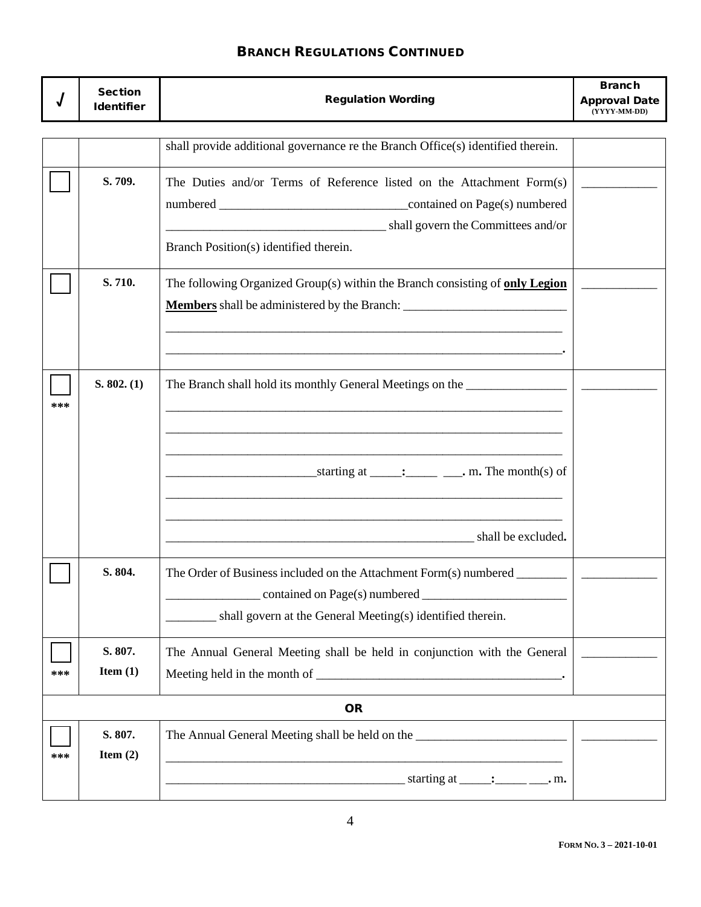## BRANCH REGULATIONS CONTINUED

| √ | Section Identifier | Regulation Wording | Branch Approval Date (YYYY-MM-DD) |
|---|---|---|---|
| | | shall provide additional governance re the Branch Office(s) identified therein. | |
| ☐ | **S. 709.** | The Duties and/or Terms of Reference listed on the Attachment Form(s) numbered ______________________________contained on Page(s) numbered ___________________________________ shall govern the Committees and/or Branch Position(s) identified therein. | ____________ |
| ☐ | **S. 710.** | The following Organized Group(s) within the Branch consisting of **only Legion Members** shall be administered by the Branch: __________________________ _________________________________________________________________ _________________________________________________________________. | ____________ |
| ☐ *** | **S. 802. (1)** | The Branch shall hold its monthly General Meetings on the ________________ _________________________________________________________________ _________________________________________________________________ _________________________________________________________________ ________________________starting at _____**:**_____ ___**.** m**.** The month(s) of _________________________________________________________________ _________________________________________________________________ ___________________________________________________ shall be excluded**.** | ____________ |
| ☐ | **S. 804.** | The Order of Business included on the Attachment Form(s) numbered ________ _______________ contained on Page(s) numbered _______________________ ________ shall govern at the General Meeting(s) identified therein. | ____________ |
| ☐ *** | **S. 807. Item (1)** | The Annual General Meeting shall be held in conjunction with the General Meeting held in the month of ________________________________________**.** | ____________ |
| | | **OR** | |
| ☐ *** | **S. 807. Item (2)** | The Annual General Meeting shall be held on the ________________________ _________________________________________________________________ ______________________________________ starting at _____**:**_____ ___**.** m**.** | ____________ |

**FORM NO. 3 – 2021-10-01**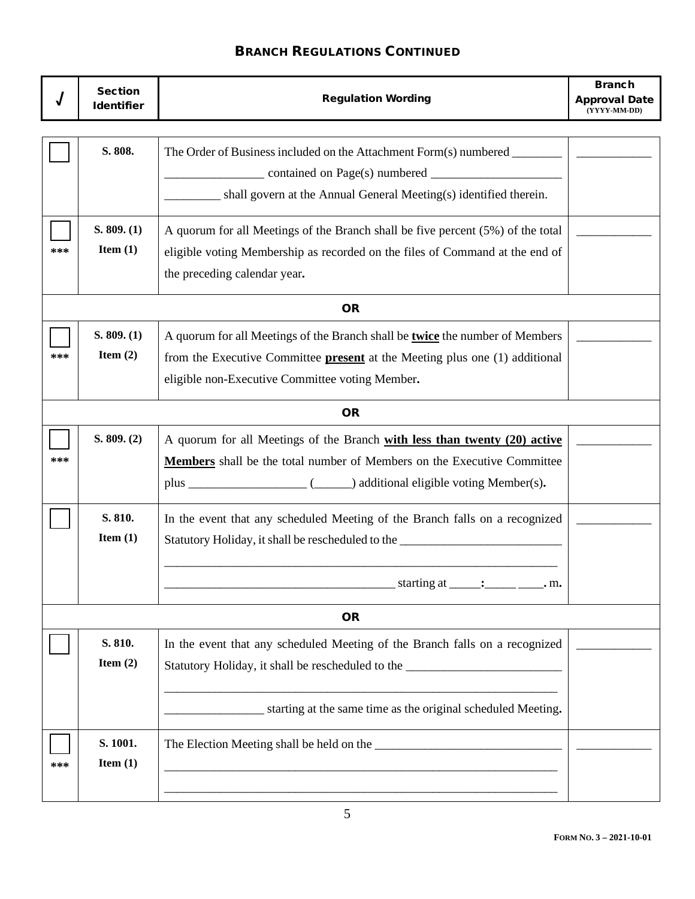## BRANCH REGULATIONS CONTINUED

| √ | Section Identifier | Regulation Wording | Branch Approval Date (YYYY-MM-DD) |
|---|---|---|---|
| ☐ | S. 808. | The Order of Business included on the Attachment Form(s) numbered ________ ________________ contained on Page(s) numbered _____________________ _________ shall govern at the Annual General Meeting(s) identified therein. | ____________ |
| ☐ *** | S. 809. (1) Item (1) | A quorum for all Meetings of the Branch shall be five percent (5%) of the total eligible voting Membership as recorded on the files of Command at the end of the preceding calendar year**.** | ____________ |
| | | **OR** | |
| ☐ *** | S. 809. (1) Item (2) | A quorum for all Meetings of the Branch shall be **<u>twice</u>** the number of Members from the Executive Committee **<u>present</u>** at the Meeting plus one (1) additional eligible non-Executive Committee voting Member**.** | ____________ |
| | | **OR** | |
| ☐ *** | S. 809. (2) | A quorum for all Meetings of the Branch **<u>with less than twenty (20) active Members</u>** shall be the total number of Members on the Executive Committee plus ___________________ (______) additional eligible voting Member(s)**.** | ____________ |
| ☐ | S. 810. Item (1) | In the event that any scheduled Meeting of the Branch falls on a recognized Statutory Holiday, it shall be rescheduled to the __________________________ _________________________________________________________________ ______________________________________ starting at _____**:**_____ ____**.** m**.** | ____________ |
| | | **OR** | |
| ☐ | S. 810. Item (2) | In the event that any scheduled Meeting of the Branch falls on a recognized Statutory Holiday, it shall be rescheduled to the _________________________ _________________________________________________________________ ________________ starting at the same time as the original scheduled Meeting**.** | ____________ |
| ☐ *** | S. 1001. Item (1) | The Election Meeting shall be held on the ______________________________ _________________________________________________________________ _________________________________________________________________ | ____________ |

**FORM NO. 3 – 2021-10-01**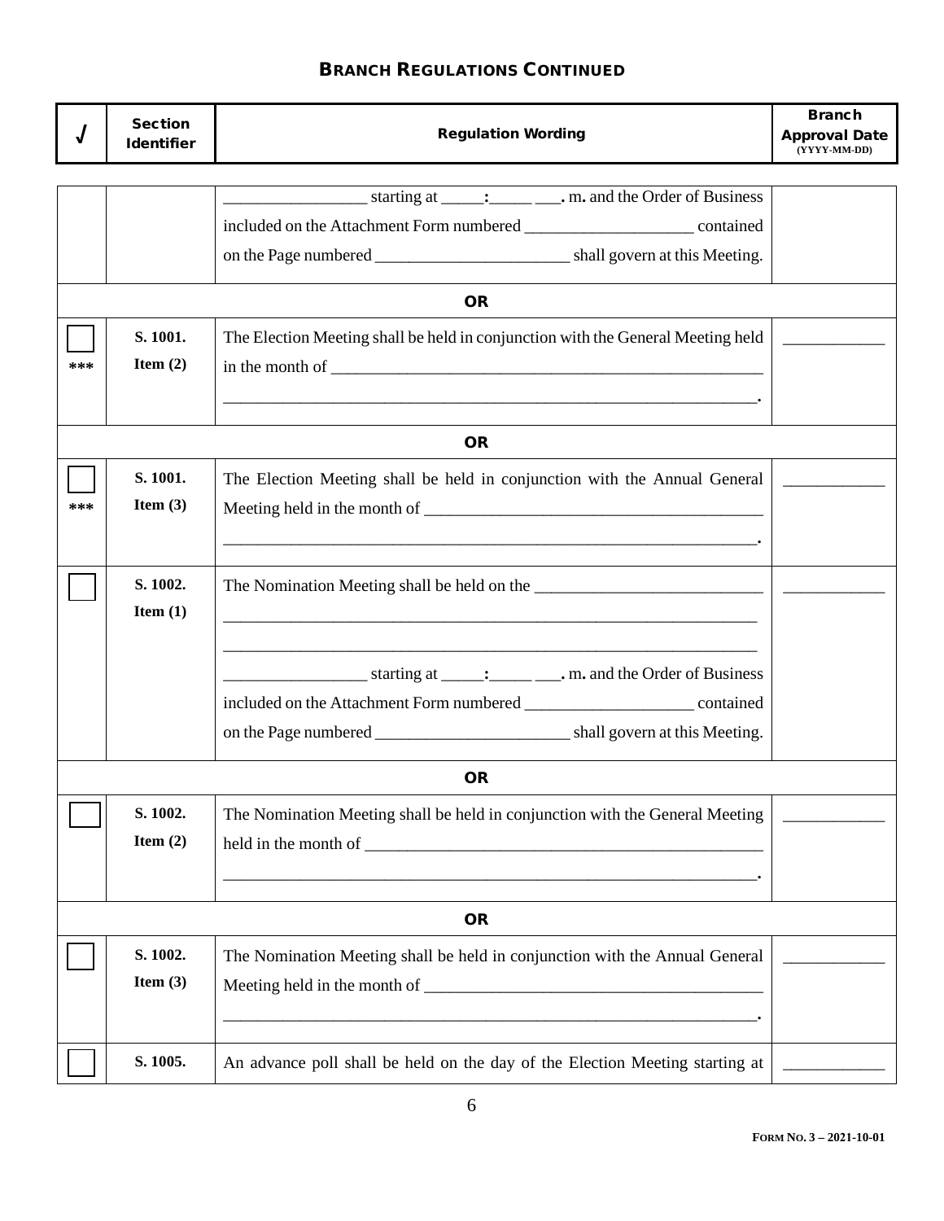## BRANCH REGULATIONS CONTINUED

| √ | Section Identifier | Regulation Wording | Branch Approval Date (YYYY-MM-DD) |
|---|---|---|---|
| | | _________________ starting at _____:_____ ___. m. and the Order of Business included on the Attachment Form numbered ____________________ contained on the Page numbered _______________________ shall govern at this Meeting. | |
| | | **OR** | |
| ☐ *** | S. 1001. Item (2) | The Election Meeting shall be held in conjunction with the General Meeting held in the month of _____________________________________________________ _________________________________________________________________. | ____________ |
| | | **OR** | |
| ☐ *** | S. 1001. Item (3) | The Election Meeting shall be held in conjunction with the Annual General Meeting held in the month of ________________________________________ _________________________________________________________________. | ____________ |
| ☐ | S. 1002. Item (1) | The Nomination Meeting shall be held on the ___________________________ _________________________________________________________________ _________________________________________________________________ _________________ starting at _____:_____ ___. m. and the Order of Business included on the Attachment Form numbered ____________________ contained on the Page numbered _______________________ shall govern at this Meeting. | ____________ |
| | | **OR** | |
| ☐ | S. 1002. Item (2) | The Nomination Meeting shall be held in conjunction with the General Meeting held in the month of _______________________________________________ _________________________________________________________________. | ____________ |
| | | **OR** | |
| ☐ | S. 1002. Item (3) | The Nomination Meeting shall be held in conjunction with the Annual General Meeting held in the month of ________________________________________ _________________________________________________________________. | ____________ |
| ☐ | S. 1005. | An advance poll shall be held on the day of the Election Meeting starting at | ____________ |

FORM NO. 3 – 2021-10-01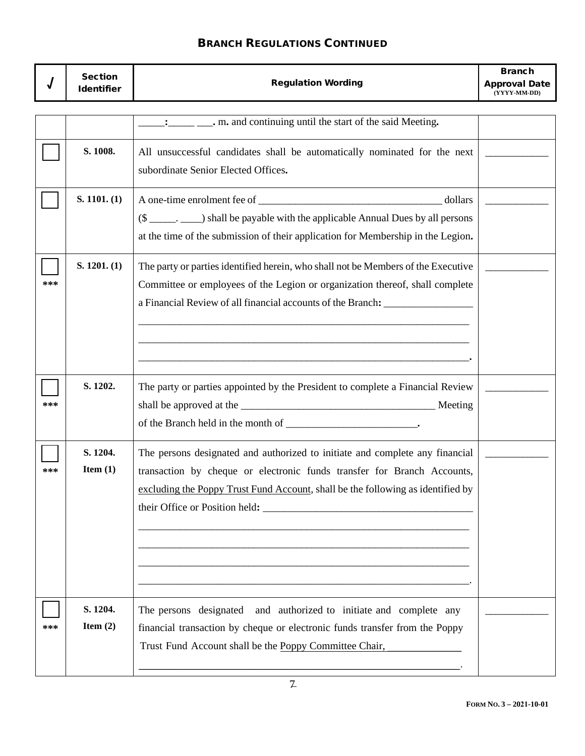## BRANCH REGULATIONS CONTINUED

| √ | Section Identifier | Regulation Wording | Branch Approval Date (YYYY-MM-DD) |
|---|---|---|---|
| | | _____:_____ ___. m. and continuing until the start of the said Meeting. | |
| ☐ | S. 1008. | All unsuccessful candidates shall be automatically nominated for the next subordinate Senior Elected Offices. | ____________ |
| ☐ | S. 1101. (1) | A one-time enrolment fee of ___________________________________ dollars ($ _____. ____) shall be payable with the applicable Annual Dues by all persons at the time of the submission of their application for Membership in the Legion. | ____________ |
| ☐ *** | S. 1201. (1) | The party or parties identified herein, who shall not be Members of the Executive Committee or employees of the Legion or organization thereof, shall complete a Financial Review of all financial accounts of the Branch: ________________ ________________________________________________________________ ________________________________________________________________ ________________________________________________________________. | ____________ |
| ☐ *** | S. 1202. | The party or parties appointed by the President to complete a Financial Review shall be approved at the ____________________________________ Meeting of the Branch held in the month of ________________________. | ____________ |
| ☐ *** | S. 1204. Item (1) | The persons designated and authorized to initiate and complete any financial transaction by cheque or electronic funds transfer for Branch Accounts, <u>excluding the Poppy Trust Fund Account</u>, shall be the following as identified by their Office or Position held: ______________________________________ ________________________________________________________________ ________________________________________________________________ ________________________________________________________________ ________________________________________________________________. | ____________ |
| ☐ *** | S. 1204. Item (2) | The persons designated and authorized to initiate and complete any financial transaction by cheque or electronic funds transfer from the Poppy Trust Fund Account shall be the <u>Poppy Committee Chair,</u> ______________ ____________________________________________________________. | ____________ |

FORM NO. 3 – 2021-10-01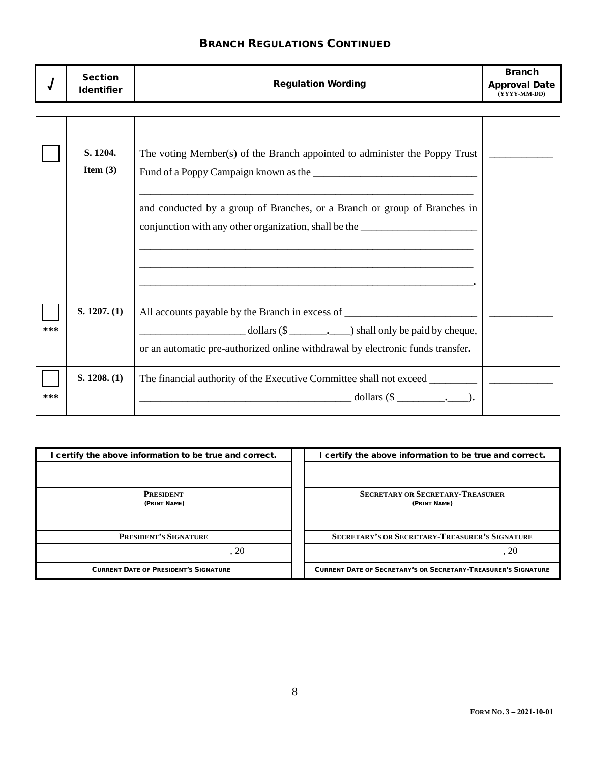## BRANCH REGULATIONS CONTINUED

| √ | Section Identifier | Regulation Wording | Branch Approval Date (YYYY-MM-DD) |
|---|---|---|---|
| | | | |
| ☐ | S. 1204. Item (3) | The voting Member(s) of the Branch appointed to administer the Poppy Trust Fund of a Poppy Campaign known as the ______________________________ ______________________________ and conducted by a group of Branches, or a Branch or group of Branches in conjunction with any other organization, shall be the ______________________ ______________________________ ______________________________ ______________________________. | ____________ |
| ☐ *** | S. 1207. (1) | All accounts payable by the Branch in excess of ________________________ ____________________ dollars ($ _______.____) shall only be paid by cheque, or an automatic pre-authorized online withdrawal by electronic funds transfer. | ____________ |
| ☐ *** | S. 1208. (1) | The financial authority of the Executive Committee shall not exceed _________ ________________________________________ dollars ($ _________.____). | ____________ |

| I certify the above information to be true and correct. | I certify the above information to be true and correct. |
|---|---|
| | |
| **PRESIDENT** (PRINT NAME) | **SECRETARY OR SECRETARY-TREASURER** (PRINT NAME) |
| | |
| **PRESIDENT'S SIGNATURE** | **SECRETARY'S OR SECRETARY-TREASURER'S SIGNATURE** |
| , 20 | , 20 |
| **CURRENT DATE OF PRESIDENT'S SIGNATURE** | **CURRENT DATE OF SECRETARY'S OR SECRETARY-TREASURER'S SIGNATURE** |

FORM NO. 3 – 2021-10-01